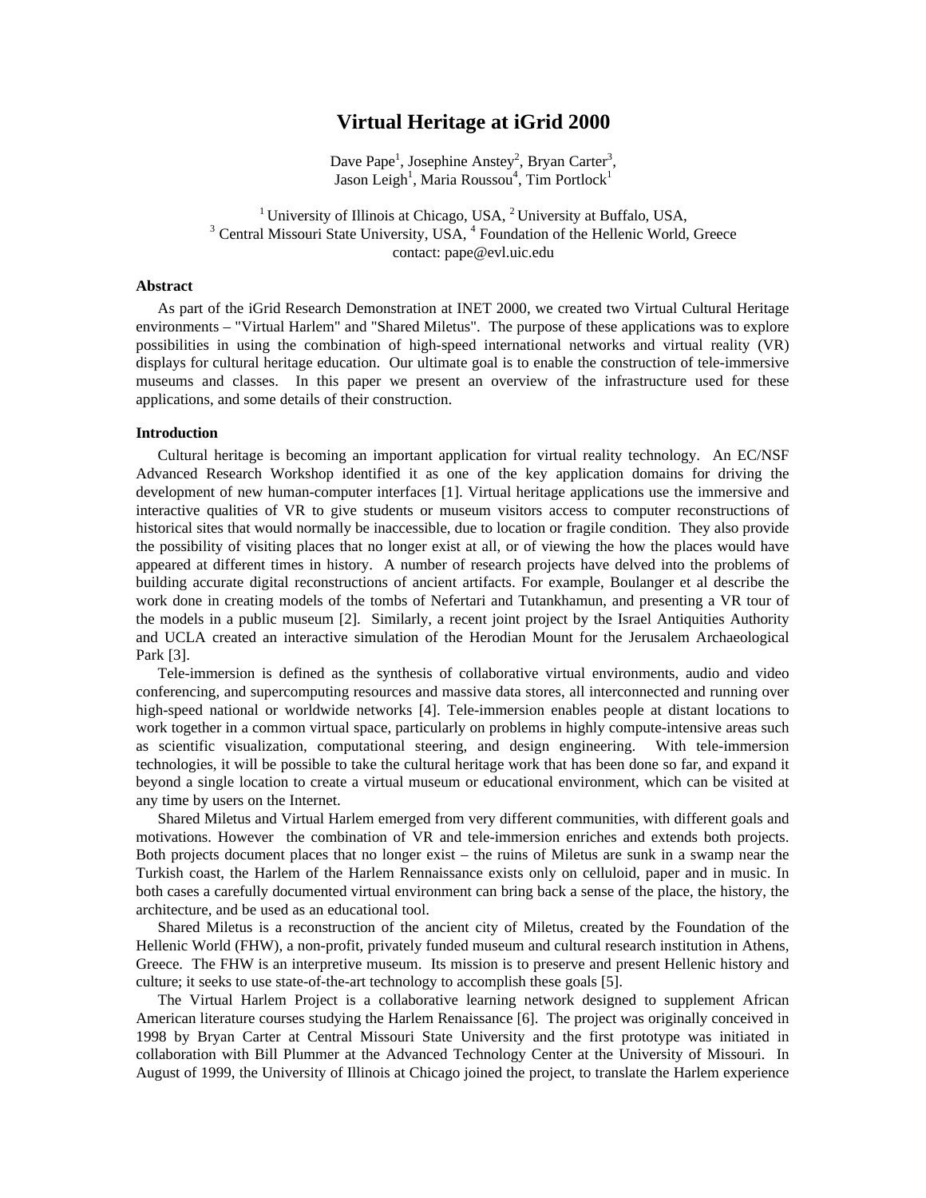# Virtual Heritage at iGrid 2000

Dave Pape[1], Josephine Anstey[2], Bryan Carter[3],
Jason Leigh[1], Maria Roussou[4], Tim Portlock[1]

[1] University of Illinois at Chicago, USA, [2] University at Buffalo, USA,
[3] Central Missouri State University, USA, [4] Foundation of the Hellenic World, Greece
contact: pape@evl.uic.edu

### Abstract

As part of the iGrid Research Demonstration at INET 2000, we created two Virtual Cultural Heritage environments – "Virtual Harlem" and "Shared Miletus". The purpose of these applications was to explore possibilities in using the combination of high-speed international networks and virtual reality (VR) displays for cultural heritage education. Our ultimate goal is to enable the construction of tele-immersive museums and classes. In this paper we present an overview of the infrastructure used for these applications, and some details of their construction.

### Introduction

Cultural heritage is becoming an important application for virtual reality technology. An EC/NSF Advanced Research Workshop identified it as one of the key application domains for driving the development of new human-computer interfaces [1]. Virtual heritage applications use the immersive and interactive qualities of VR to give students or museum visitors access to computer reconstructions of historical sites that would normally be inaccessible, due to location or fragile condition. They also provide the possibility of visiting places that no longer exist at all, or of viewing the how the places would have appeared at different times in history. A number of research projects have delved into the problems of building accurate digital reconstructions of ancient artifacts. For example, Boulanger et al describe the work done in creating models of the tombs of Nefertari and Tutankhamun, and presenting a VR tour of the models in a public museum [2]. Similarly, a recent joint project by the Israel Antiquities Authority and UCLA created an interactive simulation of the Herodian Mount for the Jerusalem Archaeological Park [3].

Tele-immersion is defined as the synthesis of collaborative virtual environments, audio and video conferencing, and supercomputing resources and massive data stores, all interconnected and running over high-speed national or worldwide networks [4]. Tele-immersion enables people at distant locations to work together in a common virtual space, particularly on problems in highly compute-intensive areas such as scientific visualization, computational steering, and design engineering. With tele-immersion technologies, it will be possible to take the cultural heritage work that has been done so far, and expand it beyond a single location to create a virtual museum or educational environment, which can be visited at any time by users on the Internet.

Shared Miletus and Virtual Harlem emerged from very different communities, with different goals and motivations. However the combination of VR and tele-immersion enriches and extends both projects. Both projects document places that no longer exist – the ruins of Miletus are sunk in a swamp near the Turkish coast, the Harlem of the Harlem Rennaissance exists only on celluloid, paper and in music. In both cases a carefully documented virtual environment can bring back a sense of the place, the history, the architecture, and be used as an educational tool.

Shared Miletus is a reconstruction of the ancient city of Miletus, created by the Foundation of the Hellenic World (FHW), a non-profit, privately funded museum and cultural research institution in Athens, Greece. The FHW is an interpretive museum. Its mission is to preserve and present Hellenic history and culture; it seeks to use state-of-the-art technology to accomplish these goals [5].

The Virtual Harlem Project is a collaborative learning network designed to supplement African American literature courses studying the Harlem Renaissance [6]. The project was originally conceived in 1998 by Bryan Carter at Central Missouri State University and the first prototype was initiated in collaboration with Bill Plummer at the Advanced Technology Center at the University of Missouri. In August of 1999, the University of Illinois at Chicago joined the project, to translate the Harlem experience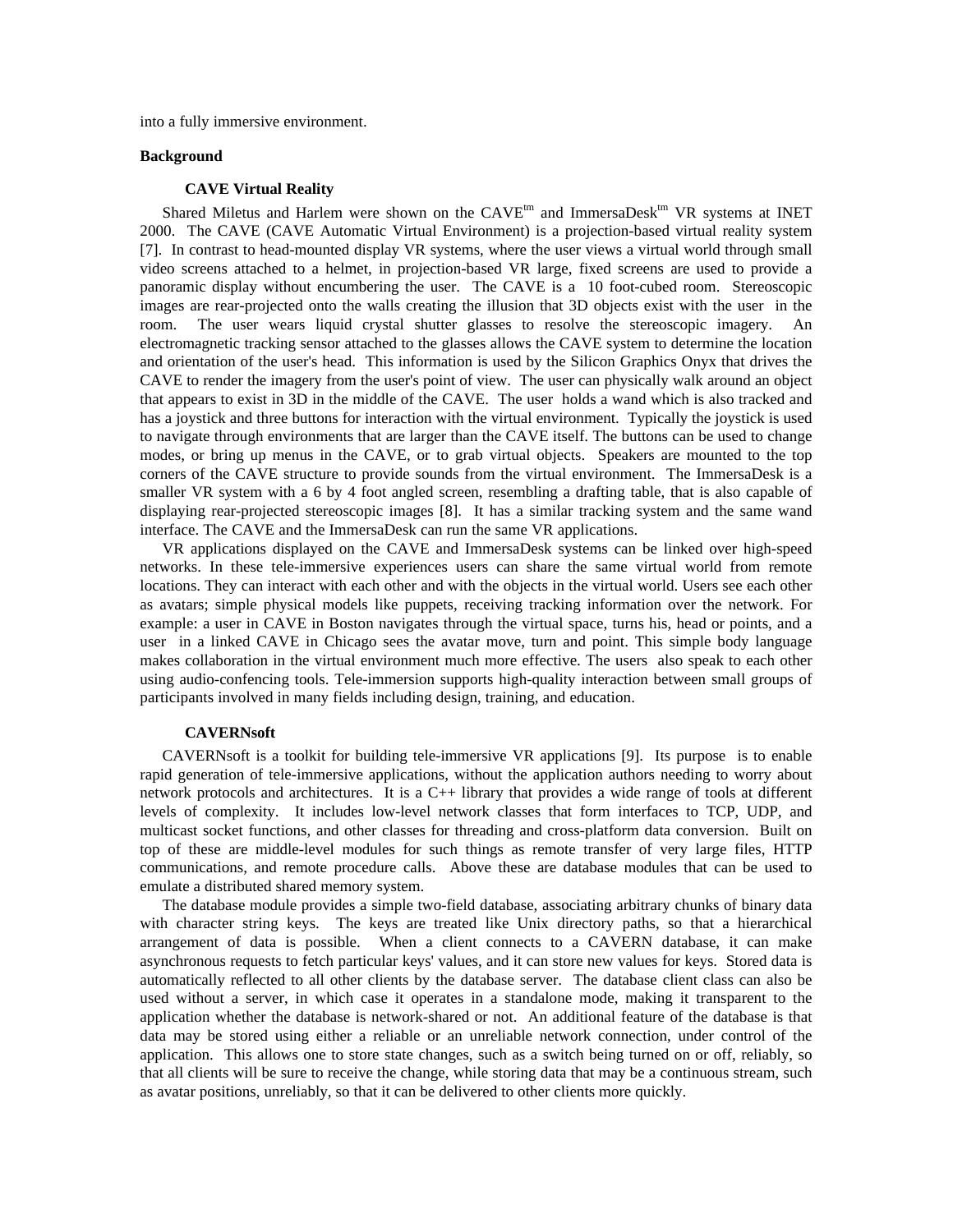into a fully immersive environment.

## Background

### CAVE Virtual Reality

Shared Miletus and Harlem were shown on the CAVE[tm] and ImmersaDesk[tm] VR systems at INET 2000. The CAVE (CAVE Automatic Virtual Environment) is a projection-based virtual reality system [7]. In contrast to head-mounted display VR systems, where the user views a virtual world through small video screens attached to a helmet, in projection-based VR large, fixed screens are used to provide a panoramic display without encumbering the user. The CAVE is a 10 foot-cubed room. Stereoscopic images are rear-projected onto the walls creating the illusion that 3D objects exist with the user in the room. The user wears liquid crystal shutter glasses to resolve the stereoscopic imagery. An electromagnetic tracking sensor attached to the glasses allows the CAVE system to determine the location and orientation of the user's head. This information is used by the Silicon Graphics Onyx that drives the CAVE to render the imagery from the user's point of view. The user can physically walk around an object that appears to exist in 3D in the middle of the CAVE. The user holds a wand which is also tracked and has a joystick and three buttons for interaction with the virtual environment. Typically the joystick is used to navigate through environments that are larger than the CAVE itself. The buttons can be used to change modes, or bring up menus in the CAVE, or to grab virtual objects. Speakers are mounted to the top corners of the CAVE structure to provide sounds from the virtual environment. The ImmersaDesk is a smaller VR system with a 6 by 4 foot angled screen, resembling a drafting table, that is also capable of displaying rear-projected stereoscopic images [8]. It has a similar tracking system and the same wand interface. The CAVE and the ImmersaDesk can run the same VR applications.

VR applications displayed on the CAVE and ImmersaDesk systems can be linked over high-speed networks. In these tele-immersive experiences users can share the same virtual world from remote locations. They can interact with each other and with the objects in the virtual world. Users see each other as avatars; simple physical models like puppets, receiving tracking information over the network. For example: a user in CAVE in Boston navigates through the virtual space, turns his, head or points, and a user in a linked CAVE in Chicago sees the avatar move, turn and point. This simple body language makes collaboration in the virtual environment much more effective. The users also speak to each other using audio-confencing tools. Tele-immersion supports high-quality interaction between small groups of participants involved in many fields including design, training, and education.

### CAVERNsoft

CAVERNsoft is a toolkit for building tele-immersive VR applications [9]. Its purpose is to enable rapid generation of tele-immersive applications, without the application authors needing to worry about network protocols and architectures. It is a C++ library that provides a wide range of tools at different levels of complexity. It includes low-level network classes that form interfaces to TCP, UDP, and multicast socket functions, and other classes for threading and cross-platform data conversion. Built on top of these are middle-level modules for such things as remote transfer of very large files, HTTP communications, and remote procedure calls. Above these are database modules that can be used to emulate a distributed shared memory system.

The database module provides a simple two-field database, associating arbitrary chunks of binary data with character string keys. The keys are treated like Unix directory paths, so that a hierarchical arrangement of data is possible. When a client connects to a CAVERN database, it can make asynchronous requests to fetch particular keys' values, and it can store new values for keys. Stored data is automatically reflected to all other clients by the database server. The database client class can also be used without a server, in which case it operates in a standalone mode, making it transparent to the application whether the database is network-shared or not. An additional feature of the database is that data may be stored using either a reliable or an unreliable network connection, under control of the application. This allows one to store state changes, such as a switch being turned on or off, reliably, so that all clients will be sure to receive the change, while storing data that may be a continuous stream, such as avatar positions, unreliably, so that it can be delivered to other clients more quickly.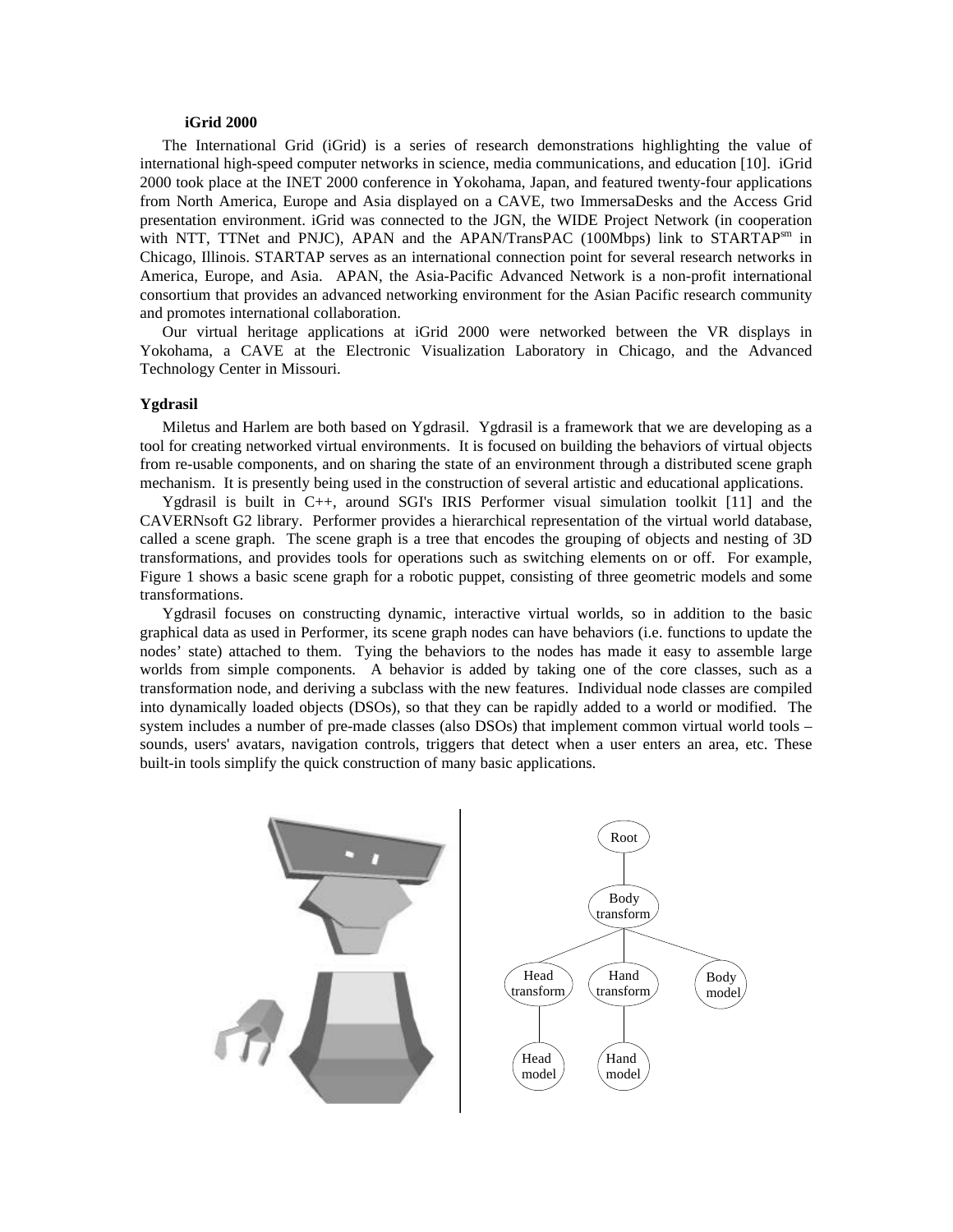### iGrid 2000

The International Grid (iGrid) is a series of research demonstrations highlighting the value of international high-speed computer networks in science, media communications, and education [10]. iGrid 2000 took place at the INET 2000 conference in Yokohama, Japan, and featured twenty-four applications from North America, Europe and Asia displayed on a CAVE, two ImmersaDesks and the Access Grid presentation environment. iGrid was connected to the JGN, the WIDE Project Network (in cooperation with NTT, TTNet and PNJC), APAN and the APAN/TransPAC (100Mbps) link to STARTAP[sm] in Chicago, Illinois. STARTAP serves as an international connection point for several research networks in America, Europe, and Asia. APAN, the Asia-Pacific Advanced Network is a non-profit international consortium that provides an advanced networking environment for the Asian Pacific research community and promotes international collaboration.

Our virtual heritage applications at iGrid 2000 were networked between the VR displays in Yokohama, a CAVE at the Electronic Visualization Laboratory in Chicago, and the Advanced Technology Center in Missouri.

### Ygdrasil

Miletus and Harlem are both based on Ygdrasil. Ygdrasil is a framework that we are developing as a tool for creating networked virtual environments. It is focused on building the behaviors of virtual objects from re-usable components, and on sharing the state of an environment through a distributed scene graph mechanism. It is presently being used in the construction of several artistic and educational applications.

Ygdrasil is built in C++, around SGI's IRIS Performer visual simulation toolkit [11] and the CAVERNsoft G2 library. Performer provides a hierarchical representation of the virtual world database, called a scene graph. The scene graph is a tree that encodes the grouping of objects and nesting of 3D transformations, and provides tools for operations such as switching elements on or off. For example, Figure 1 shows a basic scene graph for a robotic puppet, consisting of three geometric models and some transformations.

Ygdrasil focuses on constructing dynamic, interactive virtual worlds, so in addition to the basic graphical data as used in Performer, its scene graph nodes can have behaviors (i.e. functions to update the nodes' state) attached to them. Tying the behaviors to the nodes has made it easy to assemble large worlds from simple components. A behavior is added by taking one of the core classes, such as a transformation node, and deriving a subclass with the new features. Individual node classes are compiled into dynamically loaded objects (DSOs), so that they can be rapidly added to a world or modified. The system includes a number of pre-made classes (also DSOs) that implement common virtual world tools – sounds, users' avatars, navigation controls, triggers that detect when a user enters an area, etc. These built-in tools simplify the quick construction of many basic applications.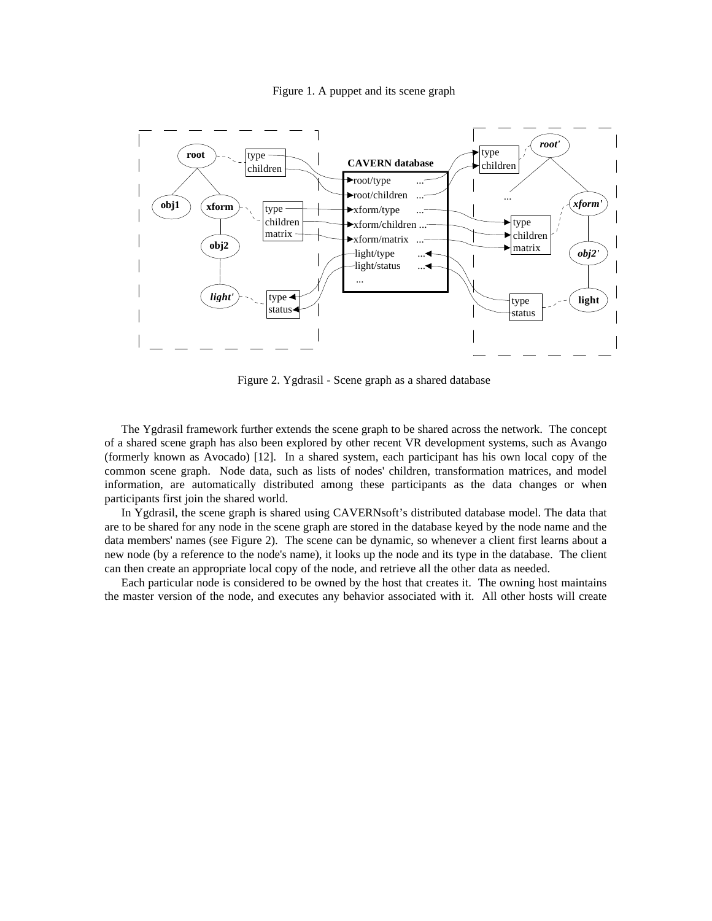Figure 1. A puppet and its scene graph

Figure 2. Ygdrasil - Scene graph as a shared database

The Ygdrasil framework further extends the scene graph to be shared across the network. The concept of a shared scene graph has also been explored by other recent VR development systems, such as Avango (formerly known as Avocado) [12]. In a shared system, each participant has his own local copy of the common scene graph. Node data, such as lists of nodes' children, transformation matrices, and model information, are automatically distributed among these participants as the data changes or when participants first join the shared world.

In Ygdrasil, the scene graph is shared using CAVERNsoft's distributed database model. The data that are to be shared for any node in the scene graph are stored in the database keyed by the node name and the data members' names (see Figure 2). The scene can be dynamic, so whenever a client first learns about a new node (by a reference to the node's name), it looks up the node and its type in the database. The client can then create an appropriate local copy of the node, and retrieve all the other data as needed.

Each particular node is considered to be owned by the host that creates it. The owning host maintains the master version of the node, and executes any behavior associated with it. All other hosts will create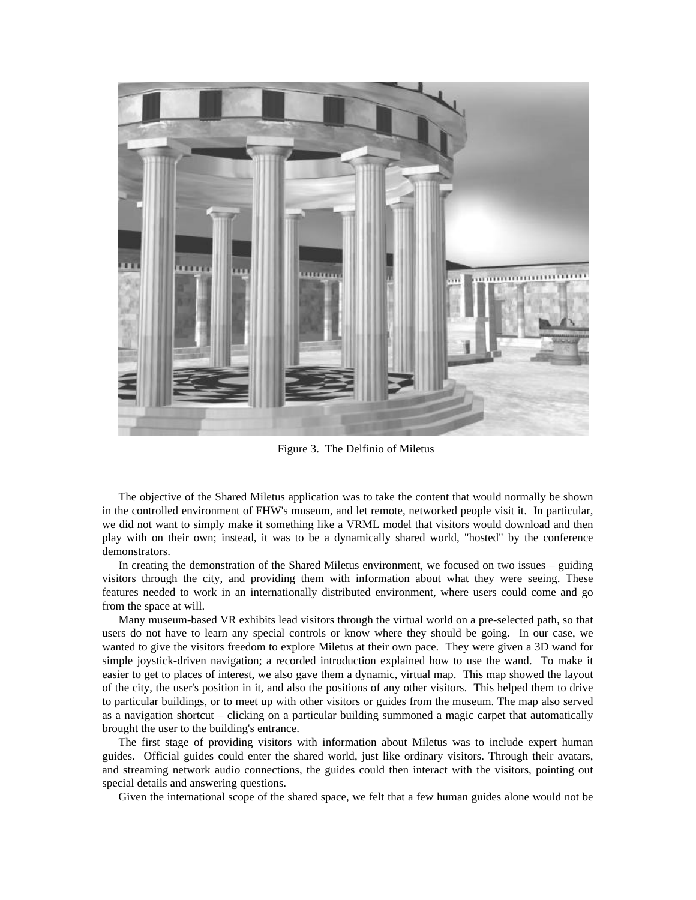Figure 3. The Delfinio of Miletus

The objective of the Shared Miletus application was to take the content that would normally be shown in the controlled environment of FHW's museum, and let remote, networked people visit it. In particular, we did not want to simply make it something like a VRML model that visitors would download and then play with on their own; instead, it was to be a dynamically shared world, "hosted" by the conference demonstrators.

In creating the demonstration of the Shared Miletus environment, we focused on two issues – guiding visitors through the city, and providing them with information about what they were seeing. These features needed to work in an internationally distributed environment, where users could come and go from the space at will.

Many museum-based VR exhibits lead visitors through the virtual world on a pre-selected path, so that users do not have to learn any special controls or know where they should be going. In our case, we wanted to give the visitors freedom to explore Miletus at their own pace. They were given a 3D wand for simple joystick-driven navigation; a recorded introduction explained how to use the wand. To make it easier to get to places of interest, we also gave them a dynamic, virtual map. This map showed the layout of the city, the user's position in it, and also the positions of any other visitors. This helped them to drive to particular buildings, or to meet up with other visitors or guides from the museum. The map also served as a navigation shortcut – clicking on a particular building summoned a magic carpet that automatically brought the user to the building's entrance.

The first stage of providing visitors with information about Miletus was to include expert human guides. Official guides could enter the shared world, just like ordinary visitors. Through their avatars, and streaming network audio connections, the guides could then interact with the visitors, pointing out special details and answering questions.

Given the international scope of the shared space, we felt that a few human guides alone would not be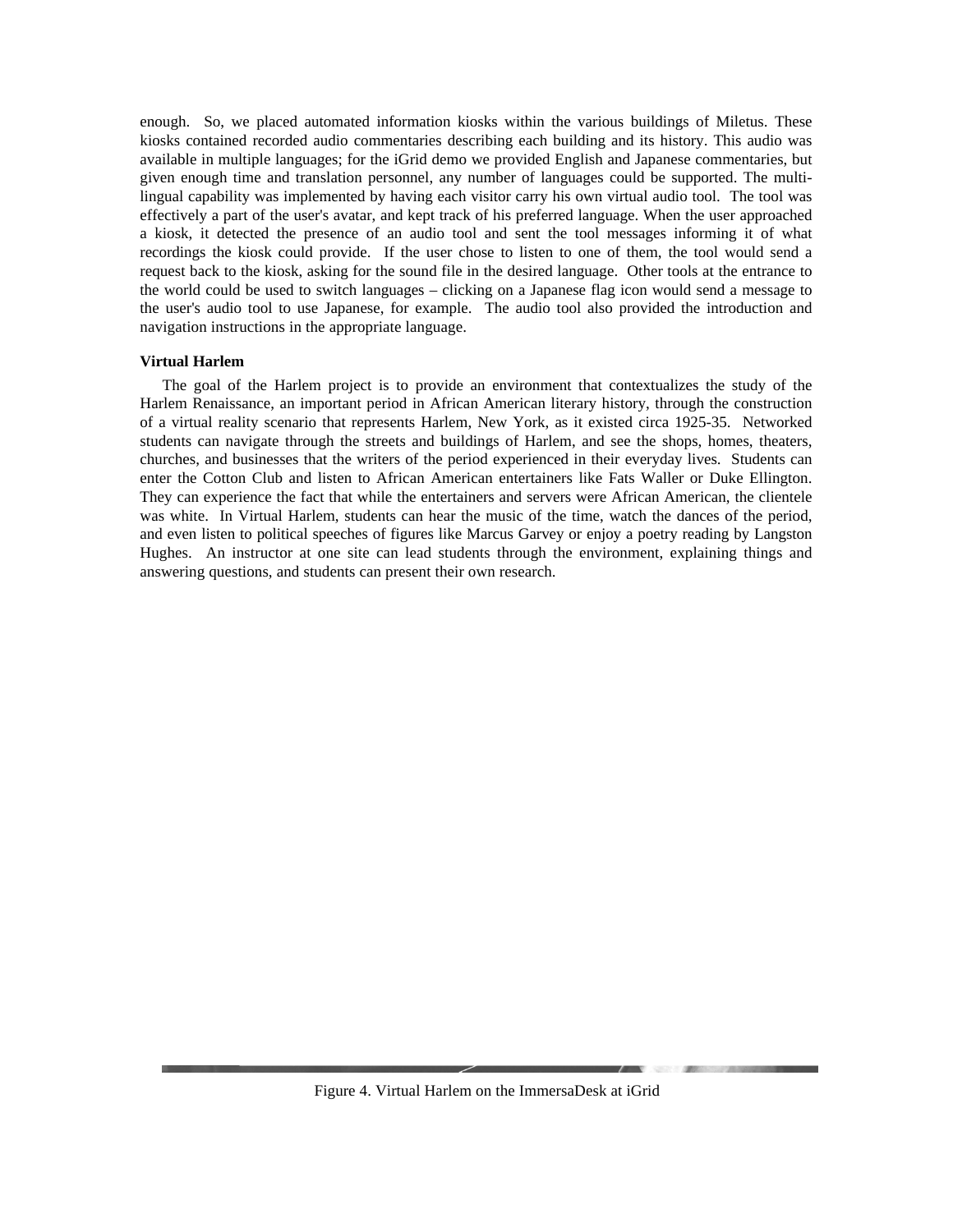enough. So, we placed automated information kiosks within the various buildings of Miletus. These kiosks contained recorded audio commentaries describing each building and its history. This audio was available in multiple languages; for the iGrid demo we provided English and Japanese commentaries, but given enough time and translation personnel, any number of languages could be supported. The multi-lingual capability was implemented by having each visitor carry his own virtual audio tool. The tool was effectively a part of the user's avatar, and kept track of his preferred language. When the user approached a kiosk, it detected the presence of an audio tool and sent the tool messages informing it of what recordings the kiosk could provide. If the user chose to listen to one of them, the tool would send a request back to the kiosk, asking for the sound file in the desired language. Other tools at the entrance to the world could be used to switch languages – clicking on a Japanese flag icon would send a message to the user's audio tool to use Japanese, for example. The audio tool also provided the introduction and navigation instructions in the appropriate language.

**Virtual Harlem**

The goal of the Harlem project is to provide an environment that contextualizes the study of the Harlem Renaissance, an important period in African American literary history, through the construction of a virtual reality scenario that represents Harlem, New York, as it existed circa 1925-35. Networked students can navigate through the streets and buildings of Harlem, and see the shops, homes, theaters, churches, and businesses that the writers of the period experienced in their everyday lives. Students can enter the Cotton Club and listen to African American entertainers like Fats Waller or Duke Ellington. They can experience the fact that while the entertainers and servers were African American, the clientele was white. In Virtual Harlem, students can hear the music of the time, watch the dances of the period, and even listen to political speeches of figures like Marcus Garvey or enjoy a poetry reading by Langston Hughes. An instructor at one site can lead students through the environment, explaining things and answering questions, and students can present their own research.

Figure 4. Virtual Harlem on the ImmersaDesk at iGrid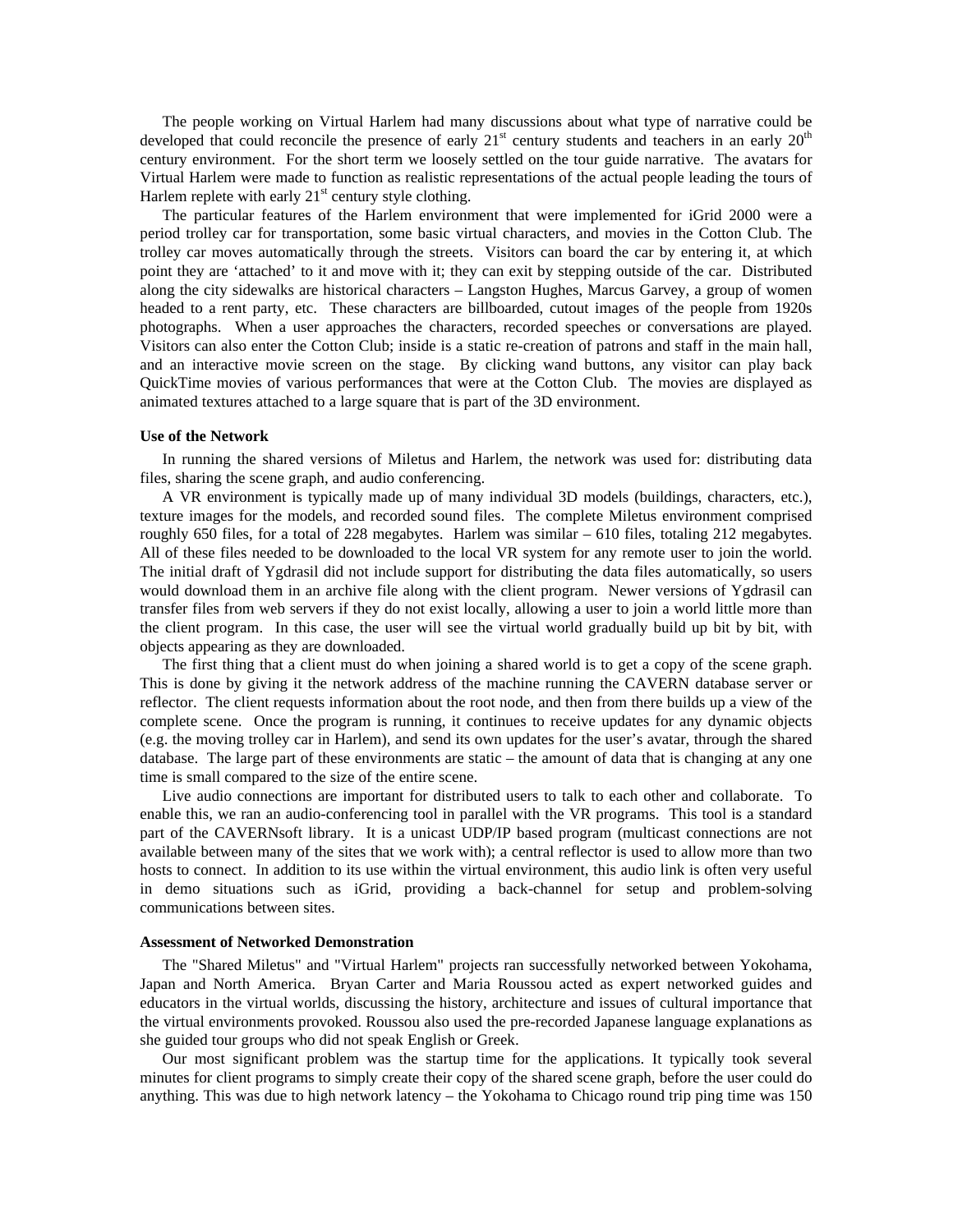The people working on Virtual Harlem had many discussions about what type of narrative could be developed that could reconcile the presence of early 21st century students and teachers in an early 20th century environment. For the short term we loosely settled on the tour guide narrative. The avatars for Virtual Harlem were made to function as realistic representations of the actual people leading the tours of Harlem replete with early 21st century style clothing.

The particular features of the Harlem environment that were implemented for iGrid 2000 were a period trolley car for transportation, some basic virtual characters, and movies in the Cotton Club. The trolley car moves automatically through the streets. Visitors can board the car by entering it, at which point they are 'attached' to it and move with it; they can exit by stepping outside of the car. Distributed along the city sidewalks are historical characters – Langston Hughes, Marcus Garvey, a group of women headed to a rent party, etc. These characters are billboarded, cutout images of the people from 1920s photographs. When a user approaches the characters, recorded speeches or conversations are played. Visitors can also enter the Cotton Club; inside is a static re-creation of patrons and staff in the main hall, and an interactive movie screen on the stage. By clicking wand buttons, any visitor can play back QuickTime movies of various performances that were at the Cotton Club. The movies are displayed as animated textures attached to a large square that is part of the 3D environment.

**Use of the Network**

In running the shared versions of Miletus and Harlem, the network was used for: distributing data files, sharing the scene graph, and audio conferencing.

A VR environment is typically made up of many individual 3D models (buildings, characters, etc.), texture images for the models, and recorded sound files. The complete Miletus environment comprised roughly 650 files, for a total of 228 megabytes. Harlem was similar – 610 files, totaling 212 megabytes. All of these files needed to be downloaded to the local VR system for any remote user to join the world. The initial draft of Ygdrasil did not include support for distributing the data files automatically, so users would download them in an archive file along with the client program. Newer versions of Ygdrasil can transfer files from web servers if they do not exist locally, allowing a user to join a world little more than the client program. In this case, the user will see the virtual world gradually build up bit by bit, with objects appearing as they are downloaded.

The first thing that a client must do when joining a shared world is to get a copy of the scene graph. This is done by giving it the network address of the machine running the CAVERN database server or reflector. The client requests information about the root node, and then from there builds up a view of the complete scene. Once the program is running, it continues to receive updates for any dynamic objects (e.g. the moving trolley car in Harlem), and send its own updates for the user's avatar, through the shared database. The large part of these environments are static – the amount of data that is changing at any one time is small compared to the size of the entire scene.

Live audio connections are important for distributed users to talk to each other and collaborate. To enable this, we ran an audio-conferencing tool in parallel with the VR programs. This tool is a standard part of the CAVERNsoft library. It is a unicast UDP/IP based program (multicast connections are not available between many of the sites that we work with); a central reflector is used to allow more than two hosts to connect. In addition to its use within the virtual environment, this audio link is often very useful in demo situations such as iGrid, providing a back-channel for setup and problem-solving communications between sites.

**Assessment of Networked Demonstration**

The "Shared Miletus" and "Virtual Harlem" projects ran successfully networked between Yokohama, Japan and North America. Bryan Carter and Maria Roussou acted as expert networked guides and educators in the virtual worlds, discussing the history, architecture and issues of cultural importance that the virtual environments provoked. Roussou also used the pre-recorded Japanese language explanations as she guided tour groups who did not speak English or Greek.

Our most significant problem was the startup time for the applications. It typically took several minutes for client programs to simply create their copy of the shared scene graph, before the user could do anything. This was due to high network latency – the Yokohama to Chicago round trip ping time was 150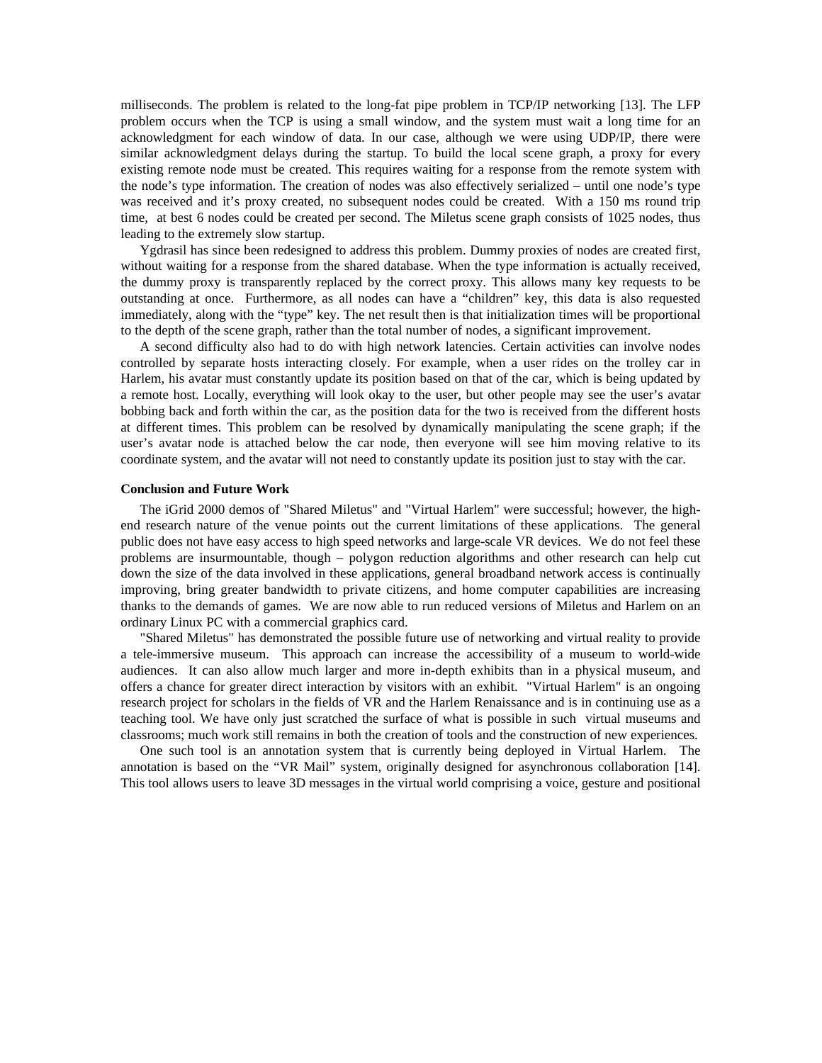milliseconds. The problem is related to the long-fat pipe problem in TCP/IP networking [13]. The LFP problem occurs when the TCP is using a small window, and the system must wait a long time for an acknowledgment for each window of data. In our case, although we were using UDP/IP, there were similar acknowledgment delays during the startup. To build the local scene graph, a proxy for every existing remote node must be created. This requires waiting for a response from the remote system with the node's type information. The creation of nodes was also effectively serialized – until one node's type was received and it's proxy created, no subsequent nodes could be created. With a 150 ms round trip time, at best 6 nodes could be created per second. The Miletus scene graph consists of 1025 nodes, thus leading to the extremely slow startup.

Ygdrasil has since been redesigned to address this problem. Dummy proxies of nodes are created first, without waiting for a response from the shared database. When the type information is actually received, the dummy proxy is transparently replaced by the correct proxy. This allows many key requests to be outstanding at once. Furthermore, as all nodes can have a "children" key, this data is also requested immediately, along with the "type" key. The net result then is that initialization times will be proportional to the depth of the scene graph, rather than the total number of nodes, a significant improvement.

A second difficulty also had to do with high network latencies. Certain activities can involve nodes controlled by separate hosts interacting closely. For example, when a user rides on the trolley car in Harlem, his avatar must constantly update its position based on that of the car, which is being updated by a remote host. Locally, everything will look okay to the user, but other people may see the user's avatar bobbing back and forth within the car, as the position data for the two is received from the different hosts at different times. This problem can be resolved by dynamically manipulating the scene graph; if the user's avatar node is attached below the car node, then everyone will see him moving relative to its coordinate system, and the avatar will not need to constantly update its position just to stay with the car.

**Conclusion and Future Work**

The iGrid 2000 demos of "Shared Miletus" and "Virtual Harlem" were successful; however, the high-end research nature of the venue points out the current limitations of these applications. The general public does not have easy access to high speed networks and large-scale VR devices. We do not feel these problems are insurmountable, though – polygon reduction algorithms and other research can help cut down the size of the data involved in these applications, general broadband network access is continually improving, bring greater bandwidth to private citizens, and home computer capabilities are increasing thanks to the demands of games. We are now able to run reduced versions of Miletus and Harlem on an ordinary Linux PC with a commercial graphics card.

"Shared Miletus" has demonstrated the possible future use of networking and virtual reality to provide a tele-immersive museum. This approach can increase the accessibility of a museum to world-wide audiences. It can also allow much larger and more in-depth exhibits than in a physical museum, and offers a chance for greater direct interaction by visitors with an exhibit. "Virtual Harlem" is an ongoing research project for scholars in the fields of VR and the Harlem Renaissance and is in continuing use as a teaching tool. We have only just scratched the surface of what is possible in such virtual museums and classrooms; much work still remains in both the creation of tools and the construction of new experiences.

One such tool is an annotation system that is currently being deployed in Virtual Harlem. The annotation is based on the "VR Mail" system, originally designed for asynchronous collaboration [14]. This tool allows users to leave 3D messages in the virtual world comprising a voice, gesture and positional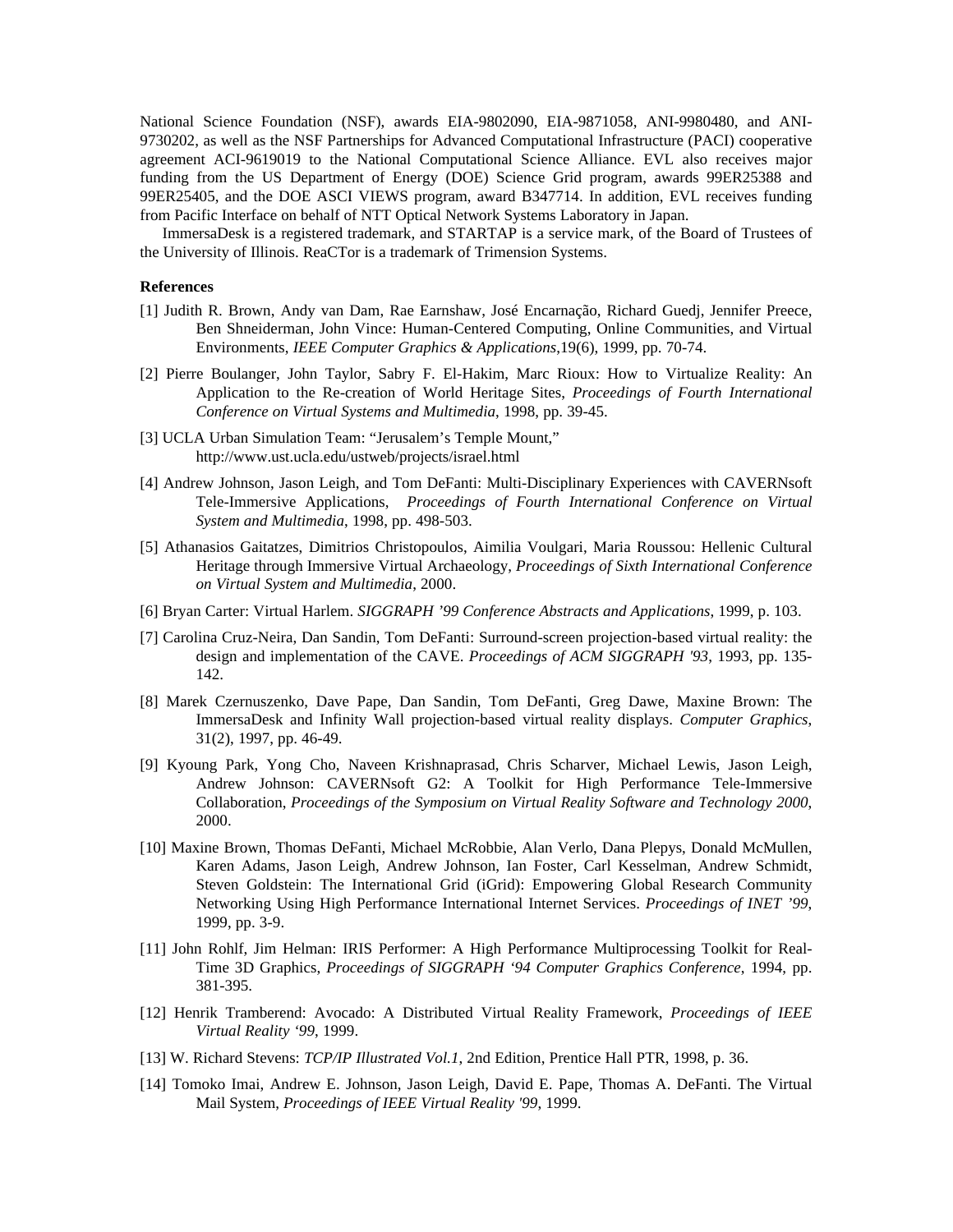National Science Foundation (NSF), awards EIA-9802090, EIA-9871058, ANI-9980480, and ANI-9730202, as well as the NSF Partnerships for Advanced Computational Infrastructure (PACI) cooperative agreement ACI-9619019 to the National Computational Science Alliance. EVL also receives major funding from the US Department of Energy (DOE) Science Grid program, awards 99ER25388 and 99ER25405, and the DOE ASCI VIEWS program, award B347714. In addition, EVL receives funding from Pacific Interface on behalf of NTT Optical Network Systems Laboratory in Japan.

ImmersaDesk is a registered trademark, and STARTAP is a service mark, of the Board of Trustees of the University of Illinois. ReaCTor is a trademark of Trimension Systems.

**References**

[1] Judith R. Brown, Andy van Dam, Rae Earnshaw, José Encarnação, Richard Guedj, Jennifer Preece, Ben Shneiderman, John Vince: Human-Centered Computing, Online Communities, and Virtual Environments, *IEEE Computer Graphics & Applications*,19(6), 1999, pp. 70-74.

[2] Pierre Boulanger, John Taylor, Sabry F. El-Hakim, Marc Rioux: How to Virtualize Reality: An Application to the Re-creation of World Heritage Sites, *Proceedings of Fourth International Conference on Virtual Systems and Multimedia*, 1998, pp. 39-45.

[3] UCLA Urban Simulation Team: "Jerusalem's Temple Mount," http://www.ust.ucla.edu/ustweb/projects/israel.html

[4] Andrew Johnson, Jason Leigh, and Tom DeFanti: Multi-Disciplinary Experiences with CAVERNsoft Tele-Immersive Applications, *Proceedings of Fourth International Conference on Virtual System and Multimedia*, 1998, pp. 498-503.

[5] Athanasios Gaitatzes, Dimitrios Christopoulos, Aimilia Voulgari, Maria Roussou: Hellenic Cultural Heritage through Immersive Virtual Archaeology, *Proceedings of Sixth International Conference on Virtual System and Multimedia*, 2000.

[6] Bryan Carter: Virtual Harlem. *SIGGRAPH '99 Conference Abstracts and Applications*, 1999, p. 103.

[7] Carolina Cruz-Neira, Dan Sandin, Tom DeFanti: Surround-screen projection-based virtual reality: the design and implementation of the CAVE. *Proceedings of ACM SIGGRAPH '93*, 1993, pp. 135-142.

[8] Marek Czernuszenko, Dave Pape, Dan Sandin, Tom DeFanti, Greg Dawe, Maxine Brown: The ImmersaDesk and Infinity Wall projection-based virtual reality displays. *Computer Graphics*, 31(2), 1997, pp. 46-49.

[9] Kyoung Park, Yong Cho, Naveen Krishnaprasad, Chris Scharver, Michael Lewis, Jason Leigh, Andrew Johnson: CAVERNsoft G2: A Toolkit for High Performance Tele-Immersive Collaboration, *Proceedings of the Symposium on Virtual Reality Software and Technology 2000*, 2000.

[10] Maxine Brown, Thomas DeFanti, Michael McRobbie, Alan Verlo, Dana Plepys, Donald McMullen, Karen Adams, Jason Leigh, Andrew Johnson, Ian Foster, Carl Kesselman, Andrew Schmidt, Steven Goldstein: The International Grid (iGrid): Empowering Global Research Community Networking Using High Performance International Internet Services. *Proceedings of INET '99*, 1999, pp. 3-9.

[11] John Rohlf, Jim Helman: IRIS Performer: A High Performance Multiprocessing Toolkit for Real-Time 3D Graphics, *Proceedings of SIGGRAPH '94 Computer Graphics Conference*, 1994, pp. 381-395.

[12] Henrik Tramberend: Avocado: A Distributed Virtual Reality Framework, *Proceedings of IEEE Virtual Reality '99*, 1999.

[13] W. Richard Stevens: *TCP/IP Illustrated Vol.1*, 2nd Edition, Prentice Hall PTR, 1998, p. 36.

[14] Tomoko Imai, Andrew E. Johnson, Jason Leigh, David E. Pape, Thomas A. DeFanti. The Virtual Mail System, *Proceedings of IEEE Virtual Reality '99*, 1999.